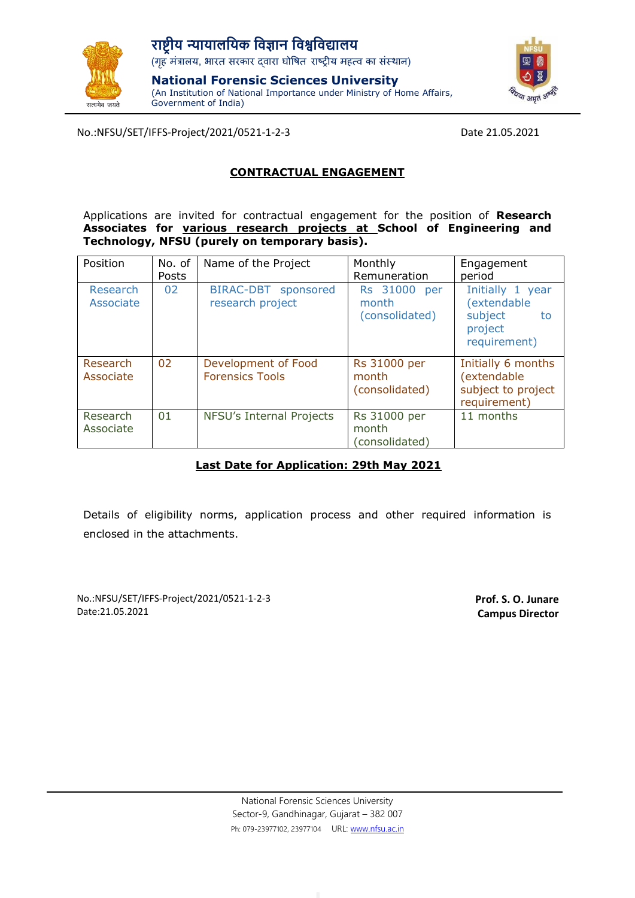राष्ट्रीय न्यायालयिक विज्ञान विश्वविद्यालय

(गृह मंत्रालय, भारत सरकार द्वारा घोषित राष्ट्रीय महत्व का संस्थान)

**National Forensic Sciences University**

(An Institution of National Importance under Ministry of Home Affairs, Government of India)

No.:NFSU/SET/IFFS-Project/2021/0521-1-2-3 Date 21.05.2021

## CONTRACTUAL ENGAGEMENT

Applications are invited for contractual engagement for the position of **Research Associates for various research projects at School of Engineering and Technology, NFSU (purely on temporary basis).**

| Position | No. of Posts | Name of the Project | Monthly Remuneration | Engagement period |
|---|---|---|---|---|
| Research Associate | 02 | BIRAC-DBT sponsored research project | Rs 31000 per month (consolidated) | Initially 1 year (extendable subject to project requirement) |
| Research Associate | 02 | Development of Food Forensics Tools | Rs 31000 per month (consolidated) | Initially 6 months (extendable subject to project requirement) |
| Research Associate | 01 | NFSU's Internal Projects | Rs 31000 per month (consolidated) | 11 months |

**Last Date for Application: 29th May 2021**

Details of eligibility norms, application process and other required information is enclosed in the attachments.

No.:NFSU/SET/IFFS-Project/2021/0521-1-2-3
Date:21.05.2021

**Prof. S. O. Junare**
**Campus Director**

National Forensic Sciences University
Sector-9, Gandhinagar, Gujarat – 382 007
Ph: 079-23977102, 23977104 URL: www.nfsu.ac.in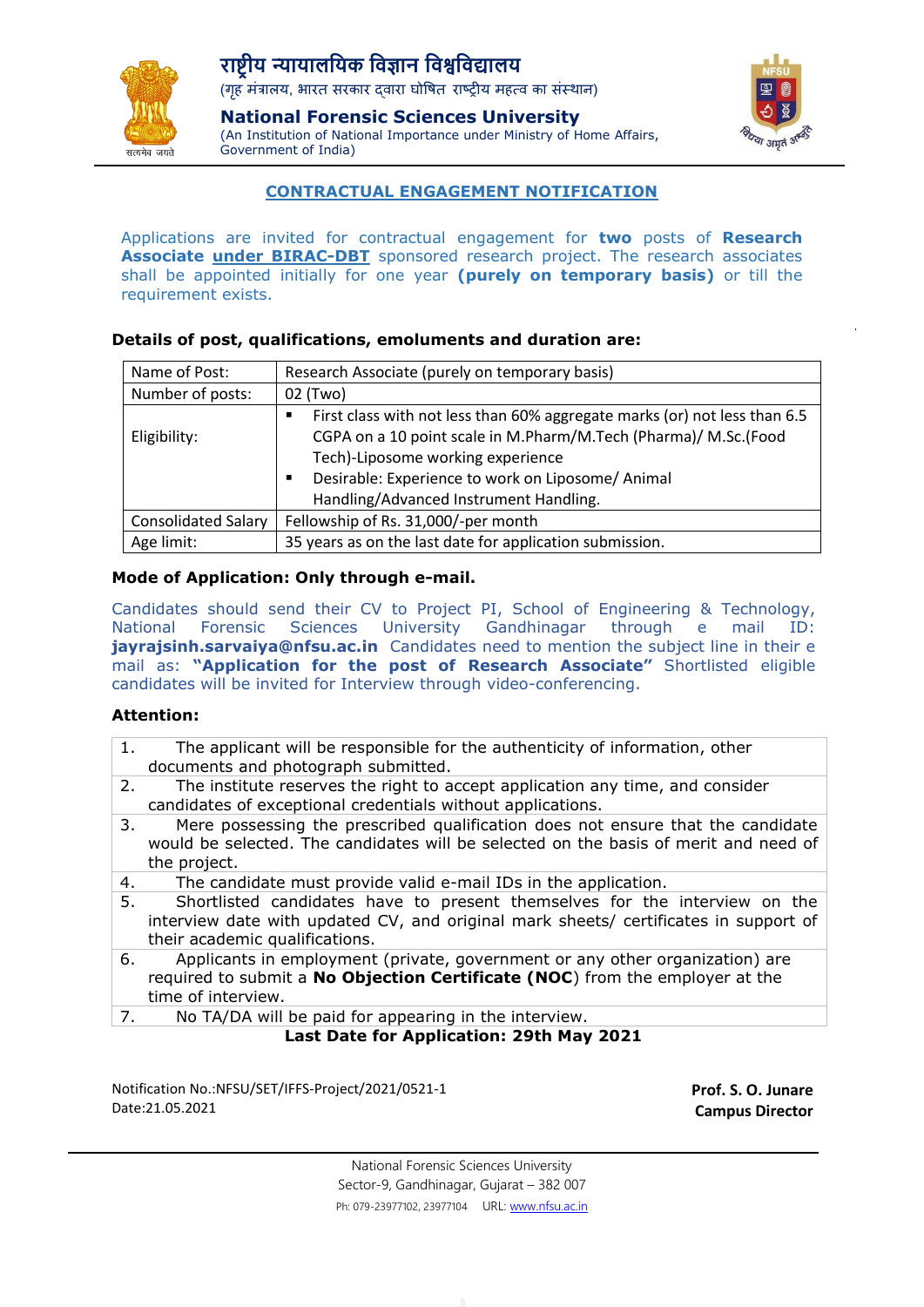राष्ट्रीय न्यायालयिक विज्ञान विश्वविद्यालय

(गृह मंत्रालय, भारत सरकार द्वारा घोषित राष्ट्रीय महत्व का संस्थान)

**National Forensic Sciences University**

(An Institution of National Importance under Ministry of Home Affairs, Government of India)

## CONTRACTUAL ENGAGEMENT NOTIFICATION

Applications are invited for contractual engagement for **two** posts of **Research Associate under BIRAC-DBT** sponsored research project. The research associates shall be appointed initially for one year **(purely on temporary basis)** or till the requirement exists.

**Details of post, qualifications, emoluments and duration are:**

| | |
|---|---|
| Name of Post: | Research Associate (purely on temporary basis) |
| Number of posts: | 02 (Two) |
| Eligibility: | ▪ First class with not less than 60% aggregate marks (or) not less than 6.5 CGPA on a 10 point scale in M.Pharm/M.Tech (Pharma)/ M.Sc.(Food Tech)-Liposome working experience<br>▪ Desirable: Experience to work on Liposome/ Animal Handling/Advanced Instrument Handling. |
| Consolidated Salary | Fellowship of Rs. 31,000/-per month |
| Age limit: | 35 years as on the last date for application submission. |

**Mode of Application: Only through e-mail.**

Candidates should send their CV to Project PI, School of Engineering & Technology, National Forensic Sciences University Gandhinagar through e mail ID: **jayrajsinh.sarvaiya@nfsu.ac.in** Candidates need to mention the subject line in their e mail as: **"Application for the post of Research Associate"** Shortlisted eligible candidates will be invited for Interview through video-conferencing.

**Attention:**

1. The applicant will be responsible for the authenticity of information, other documents and photograph submitted.
2. The institute reserves the right to accept application any time, and consider candidates of exceptional credentials without applications.
3. Mere possessing the prescribed qualification does not ensure that the candidate would be selected. The candidates will be selected on the basis of merit and need of the project.
4. The candidate must provide valid e-mail IDs in the application.
5. Shortlisted candidates have to present themselves for the interview on the interview date with updated CV, and original mark sheets/ certificates in support of their academic qualifications.
6. Applicants in employment (private, government or any other organization) are required to submit a **No Objection Certificate (NOC)** from the employer at the time of interview.
7. No TA/DA will be paid for appearing in the interview.

**Last Date for Application: 29th May 2021**

Notification No.:NFSU/SET/IFFS-Project/2021/0521-1
Date:21.05.2021

**Prof. S. O. Junare**
**Campus Director**

National Forensic Sciences University
Sector-9, Gandhinagar, Gujarat – 382 007
Ph: 079-23977102, 23977104 URL: www.nfsu.ac.in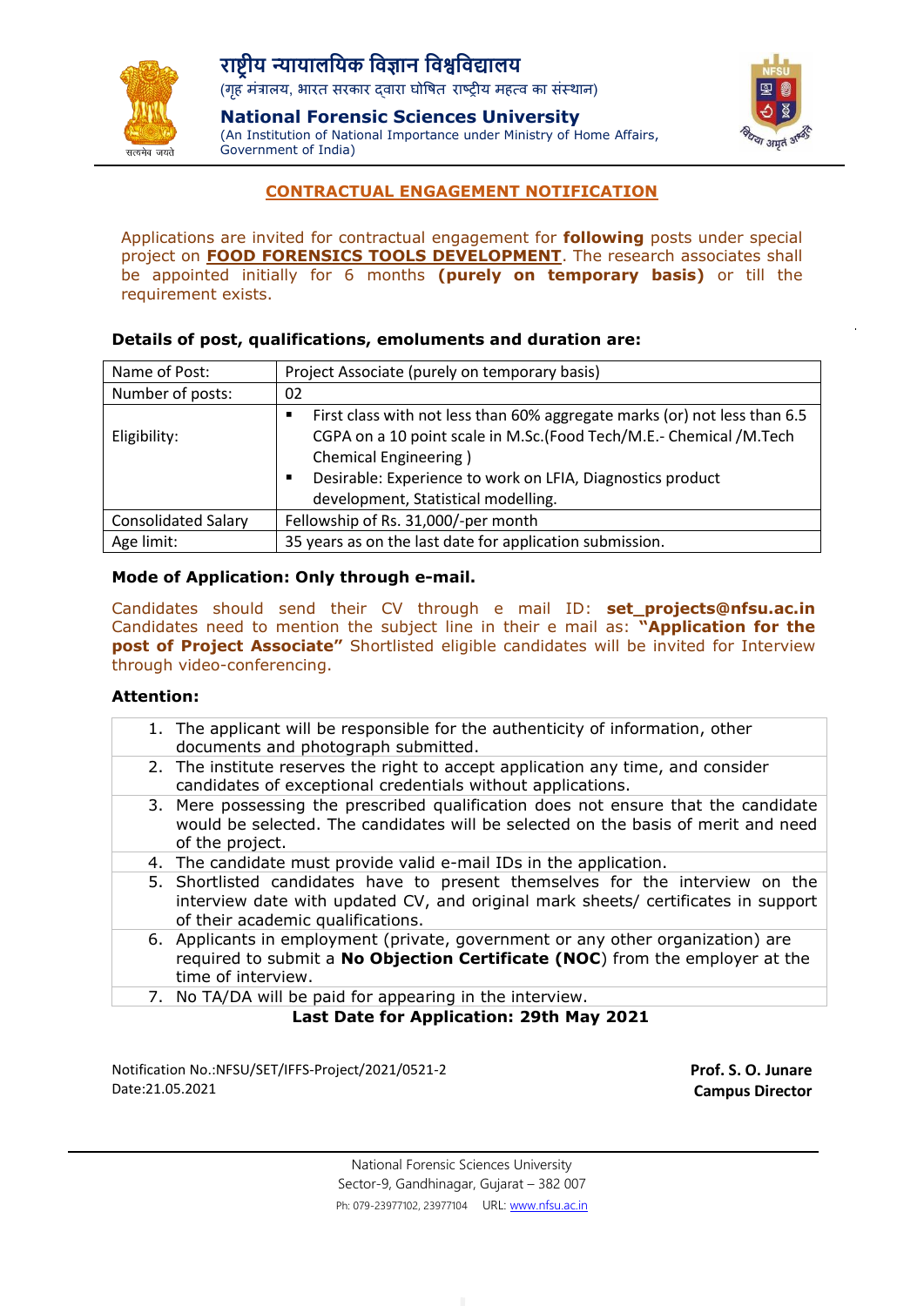राष्ट्रीय न्यायालयिक विज्ञान विश्वविद्यालय

(गृह मंत्रालय, भारत सरकार द्वारा घोषित राष्ट्रीय महत्व का संस्थान)

**National Forensic Sciences University**

(An Institution of National Importance under Ministry of Home Affairs, Government of India)

## CONTRACTUAL ENGAGEMENT NOTIFICATION

Applications are invited for contractual engagement for **following** posts under special project on **FOOD FORENSICS TOOLS DEVELOPMENT**. The research associates shall be appointed initially for 6 months **(purely on temporary basis)** or till the requirement exists.

**Details of post, qualifications, emoluments and duration are:**

| | |
|---|---|
| Name of Post: | Project Associate (purely on temporary basis) |
| Number of posts: | 02 |
| Eligibility: | ▪ First class with not less than 60% aggregate marks (or) not less than 6.5 CGPA on a 10 point scale in M.Sc.(Food Tech/M.E.- Chemical /M.Tech Chemical Engineering ) <br> ▪ Desirable: Experience to work on LFIA, Diagnostics product development, Statistical modelling. |
| Consolidated Salary | Fellowship of Rs. 31,000/-per month |
| Age limit: | 35 years as on the last date for application submission. |

**Mode of Application: Only through e-mail.**

Candidates should send their CV through e mail ID: **set_projects@nfsu.ac.in** Candidates need to mention the subject line in their e mail as: **"Application for the post of Project Associate"** Shortlisted eligible candidates will be invited for Interview through video-conferencing.

**Attention:**

1. The applicant will be responsible for the authenticity of information, other documents and photograph submitted.
2. The institute reserves the right to accept application any time, and consider candidates of exceptional credentials without applications.
3. Mere possessing the prescribed qualification does not ensure that the candidate would be selected. The candidates will be selected on the basis of merit and need of the project.
4. The candidate must provide valid e-mail IDs in the application.
5. Shortlisted candidates have to present themselves for the interview on the interview date with updated CV, and original mark sheets/ certificates in support of their academic qualifications.
6. Applicants in employment (private, government or any other organization) are required to submit a **No Objection Certificate (NOC**) from the employer at the time of interview.
7. No TA/DA will be paid for appearing in the interview.

**Last Date for Application: 29th May 2021**

Notification No.:NFSU/SET/IFFS-Project/2021/0521-2
Date:21.05.2021

**Prof. S. O. Junare**
**Campus Director**

National Forensic Sciences University
Sector-9, Gandhinagar, Gujarat – 382 007
Ph: 079-23977102, 23977104 URL: www.nfsu.ac.in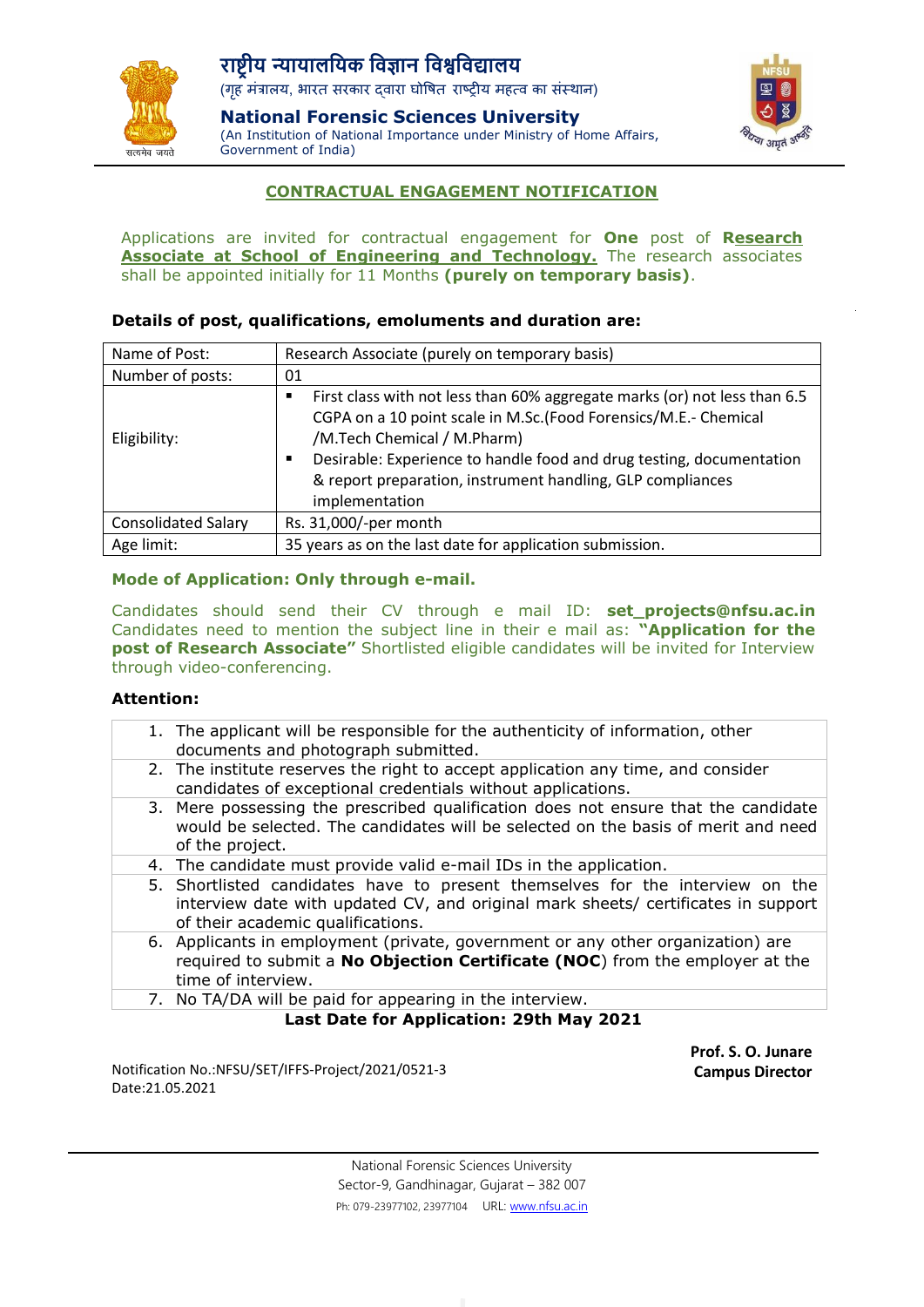# राष्ट्रीय न्यायालयिक विज्ञान विश्वविद्यालय

(गृह मंत्रालय, भारत सरकार द्वारा घोषित राष्ट्रीय महत्व का संस्थान)

# National Forensic Sciences University

(An Institution of National Importance under Ministry of Home Affairs, Government of India)

## CONTRACTUAL ENGAGEMENT NOTIFICATION

Applications are invited for contractual engagement for **One** post of **Research Associate at School of Engineering and Technology.** The research associates shall be appointed initially for 11 Months **(purely on temporary basis)**.

**Details of post, qualifications, emoluments and duration are:**

| | |
|---|---|
| Name of Post: | Research Associate (purely on temporary basis) |
| Number of posts: | 01 |
| Eligibility: | ▪ First class with not less than 60% aggregate marks (or) not less than 6.5 CGPA on a 10 point scale in M.Sc.(Food Forensics/M.E.- Chemical /M.Tech Chemical / M.Pharm)<br>▪ Desirable: Experience to handle food and drug testing, documentation & report preparation, instrument handling, GLP compliances implementation |
| Consolidated Salary | Rs. 31,000/-per month |
| Age limit: | 35 years as on the last date for application submission. |

**Mode of Application: Only through e-mail.**

Candidates should send their CV through e mail ID: **set_projects@nfsu.ac.in** Candidates need to mention the subject line in their e mail as: **"Application for the post of Research Associate"** Shortlisted eligible candidates will be invited for Interview through video-conferencing.

**Attention:**

1. The applicant will be responsible for the authenticity of information, other documents and photograph submitted.
2. The institute reserves the right to accept application any time, and consider candidates of exceptional credentials without applications.
3. Mere possessing the prescribed qualification does not ensure that the candidate would be selected. The candidates will be selected on the basis of merit and need of the project.
4. The candidate must provide valid e-mail IDs in the application.
5. Shortlisted candidates have to present themselves for the interview on the interview date with updated CV, and original mark sheets/ certificates in support of their academic qualifications.
6. Applicants in employment (private, government or any other organization) are required to submit a **No Objection Certificate (NOC)** from the employer at the time of interview.
7. No TA/DA will be paid for appearing in the interview.

**Last Date for Application: 29th May 2021**

Notification No.:NFSU/SET/IFFS-Project/2021/0521-3
Date:21.05.2021

**Prof. S. O. Junare**
**Campus Director**

National Forensic Sciences University
Sector-9, Gandhinagar, Gujarat – 382 007
Ph: 079-23977102, 23977104 URL: www.nfsu.ac.in